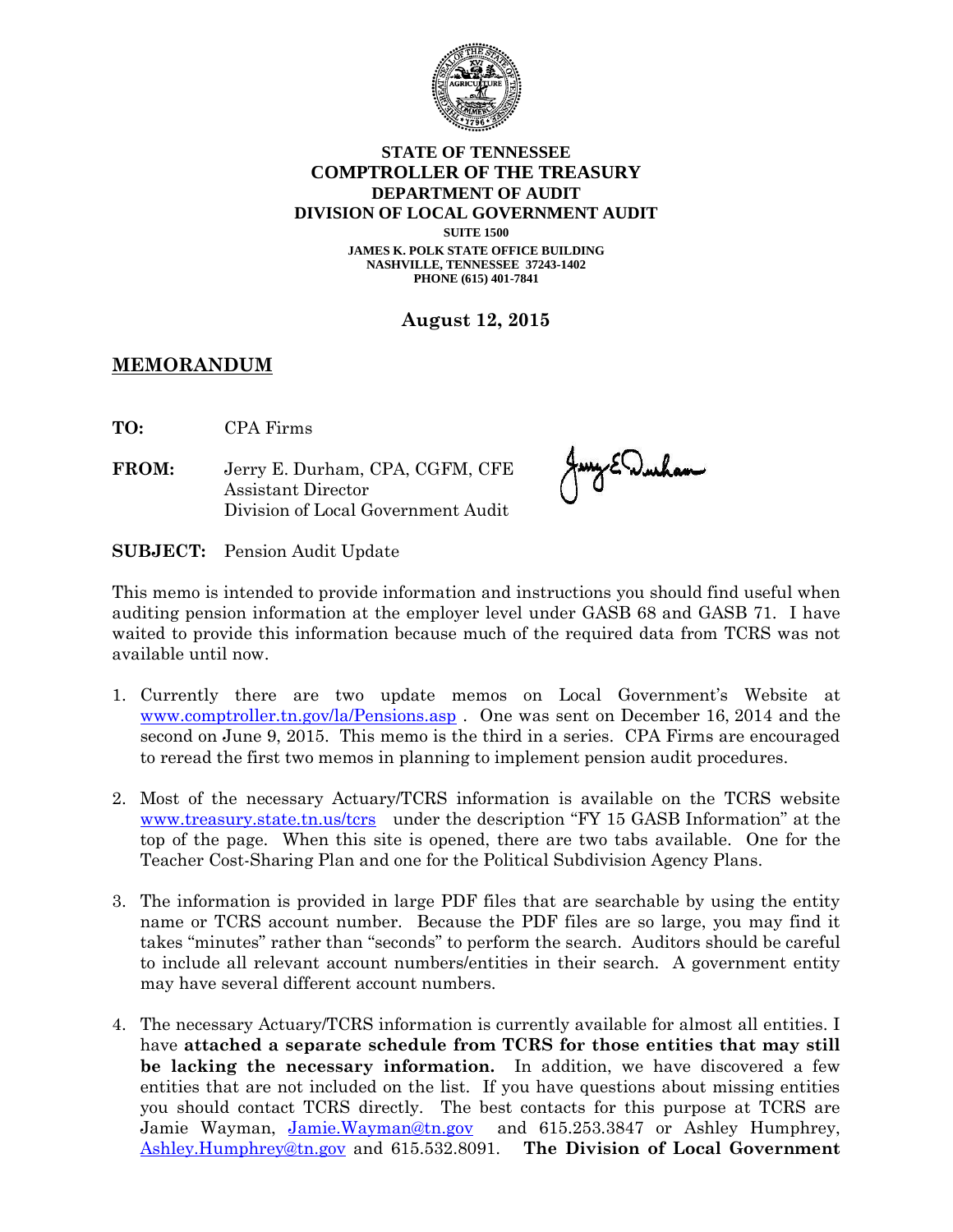**STATE OF TENNESSEE**
**COMPTROLLER OF THE TREASURY**
**DEPARTMENT OF AUDIT**
**DIVISION OF LOCAL GOVERNMENT AUDIT**
SUITE 1500
JAMES K. POLK STATE OFFICE BUILDING
NASHVILLE, TENNESSEE 37243-1402
PHONE (615) 401-7841

**August 12, 2015**

## MEMORANDUM

**TO:** CPA Firms

**FROM:** Jerry E. Durham, CPA, CGFM, CFE
Assistant Director
Division of Local Government Audit

**SUBJECT:** Pension Audit Update

This memo is intended to provide information and instructions you should find useful when auditing pension information at the employer level under GASB 68 and GASB 71. I have waited to provide this information because much of the required data from TCRS was not available until now.

1. Currently there are two update memos on Local Government's Website at www.comptroller.tn.gov/la/Pensions.asp . One was sent on December 16, 2014 and the second on June 9, 2015. This memo is the third in a series. CPA Firms are encouraged to reread the first two memos in planning to implement pension audit procedures.

2. Most of the necessary Actuary/TCRS information is available on the TCRS website www.treasury.state.tn.us/tcrs under the description "FY 15 GASB Information" at the top of the page. When this site is opened, there are two tabs available. One for the Teacher Cost-Sharing Plan and one for the Political Subdivision Agency Plans.

3. The information is provided in large PDF files that are searchable by using the entity name or TCRS account number. Because the PDF files are so large, you may find it takes "minutes" rather than "seconds" to perform the search. Auditors should be careful to include all relevant account numbers/entities in their search. A government entity may have several different account numbers.

4. The necessary Actuary/TCRS information is currently available for almost all entities. I have **attached a separate schedule from TCRS for those entities that may still be lacking the necessary information.** In addition, we have discovered a few entities that are not included on the list. If you have questions about missing entities you should contact TCRS directly. The best contacts for this purpose at TCRS are Jamie Wayman, Jamie.Wayman@tn.gov and 615.253.3847 or Ashley Humphrey, Ashley.Humphrey@tn.gov and 615.532.8091. **The Division of Local Government**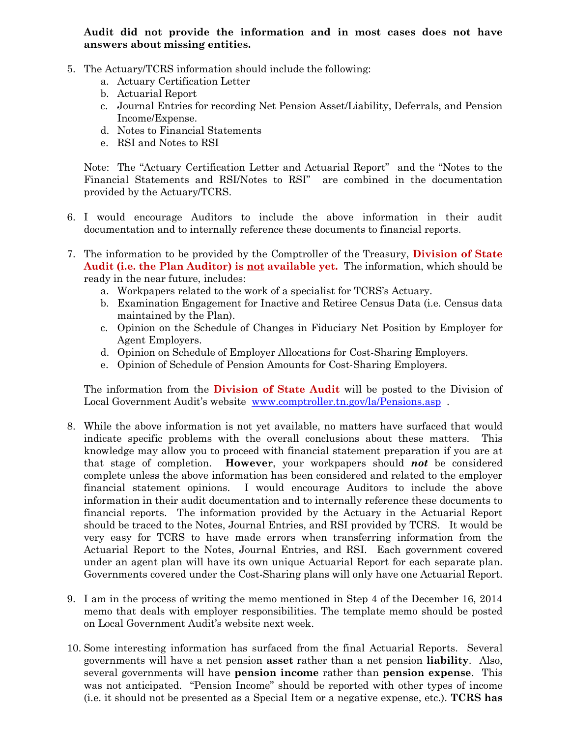**Audit did not provide the information and in most cases does not have answers about missing entities.**

5. The Actuary/TCRS information should include the following:
   a. Actuary Certification Letter
   b. Actuarial Report
   c. Journal Entries for recording Net Pension Asset/Liability, Deferrals, and Pension Income/Expense.
   d. Notes to Financial Statements
   e. RSI and Notes to RSI

   Note: The "Actuary Certification Letter and Actuarial Report" and the "Notes to the Financial Statements and RSI/Notes to RSI" are combined in the documentation provided by the Actuary/TCRS.

6. I would encourage Auditors to include the above information in their audit documentation and to internally reference these documents to financial reports.

7. The information to be provided by the Comptroller of the Treasury, **Division of State Audit (i.e. the Plan Auditor) is <u>not</u> available yet.** The information, which should be ready in the near future, includes:
   a. Workpapers related to the work of a specialist for TCRS's Actuary.
   b. Examination Engagement for Inactive and Retiree Census Data (i.e. Census data maintained by the Plan).
   c. Opinion on the Schedule of Changes in Fiduciary Net Position by Employer for Agent Employers.
   d. Opinion on Schedule of Employer Allocations for Cost-Sharing Employers.
   e. Opinion of Schedule of Pension Amounts for Cost-Sharing Employers.

   The information from the **Division of State Audit** will be posted to the Division of Local Government Audit's website www.comptroller.tn.gov/la/Pensions.asp .

8. While the above information is not yet available, no matters have surfaced that would indicate specific problems with the overall conclusions about these matters. This knowledge may allow you to proceed with financial statement preparation if you are at that stage of completion. **However**, your workpapers should ***not*** be considered complete unless the above information has been considered and related to the employer financial statement opinions. I would encourage Auditors to include the above information in their audit documentation and to internally reference these documents to financial reports. The information provided by the Actuary in the Actuarial Report should be traced to the Notes, Journal Entries, and RSI provided by TCRS. It would be very easy for TCRS to have made errors when transferring information from the Actuarial Report to the Notes, Journal Entries, and RSI. Each government covered under an agent plan will have its own unique Actuarial Report for each separate plan. Governments covered under the Cost-Sharing plans will only have one Actuarial Report.

9. I am in the process of writing the memo mentioned in Step 4 of the December 16, 2014 memo that deals with employer responsibilities. The template memo should be posted on Local Government Audit's website next week.

10. Some interesting information has surfaced from the final Actuarial Reports. Several governments will have a net pension **asset** rather than a net pension **liability**. Also, several governments will have **pension income** rather than **pension expense**. This was not anticipated. "Pension Income" should be reported with other types of income (i.e. it should not be presented as a Special Item or a negative expense, etc.). **TCRS has**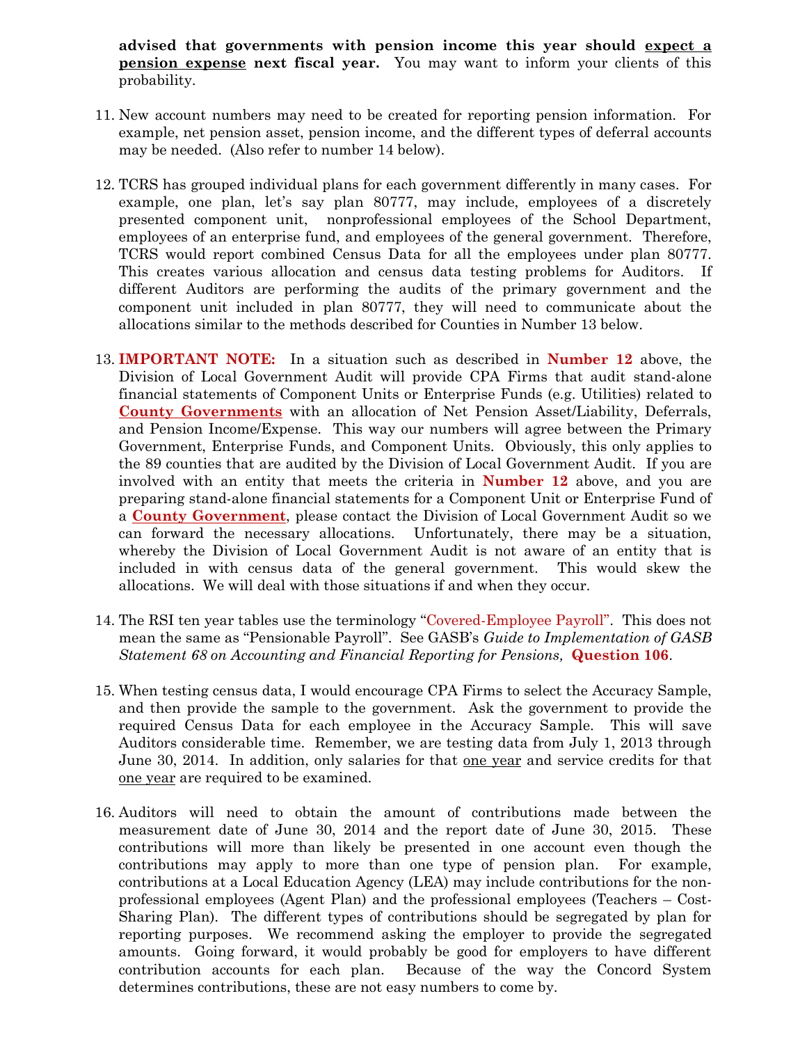**advised that governments with pension income this year should expect a pension expense next fiscal year.** You may want to inform your clients of this probability.

11. New account numbers may need to be created for reporting pension information. For example, net pension asset, pension income, and the different types of deferral accounts may be needed. (Also refer to number 14 below).

12. TCRS has grouped individual plans for each government differently in many cases. For example, one plan, let's say plan 80777, may include, employees of a discretely presented component unit, nonprofessional employees of the School Department, employees of an enterprise fund, and employees of the general government. Therefore, TCRS would report combined Census Data for all the employees under plan 80777. This creates various allocation and census data testing problems for Auditors. If different Auditors are performing the audits of the primary government and the component unit included in plan 80777, they will need to communicate about the allocations similar to the methods described for Counties in Number 13 below.

13. **IMPORTANT NOTE:** In a situation such as described in **Number 12** above, the Division of Local Government Audit will provide CPA Firms that audit stand-alone financial statements of Component Units or Enterprise Funds (e.g. Utilities) related to **County Governments** with an allocation of Net Pension Asset/Liability, Deferrals, and Pension Income/Expense. This way our numbers will agree between the Primary Government, Enterprise Funds, and Component Units. Obviously, this only applies to the 89 counties that are audited by the Division of Local Government Audit. If you are involved with an entity that meets the criteria in **Number 12** above, and you are preparing stand-alone financial statements for a Component Unit or Enterprise Fund of a **County Government**, please contact the Division of Local Government Audit so we can forward the necessary allocations. Unfortunately, there may be a situation, whereby the Division of Local Government Audit is not aware of an entity that is included in with census data of the general government. This would skew the allocations. We will deal with those situations if and when they occur.

14. The RSI ten year tables use the terminology "Covered-Employee Payroll". This does not mean the same as "Pensionable Payroll". See GASB's *Guide to Implementation of GASB Statement 68 on Accounting and Financial Reporting for Pensions,* **Question 106**.

15. When testing census data, I would encourage CPA Firms to select the Accuracy Sample, and then provide the sample to the government. Ask the government to provide the required Census Data for each employee in the Accuracy Sample. This will save Auditors considerable time. Remember, we are testing data from July 1, 2013 through June 30, 2014. In addition, only salaries for that one year and service credits for that one year are required to be examined.

16. Auditors will need to obtain the amount of contributions made between the measurement date of June 30, 2014 and the report date of June 30, 2015. These contributions will more than likely be presented in one account even though the contributions may apply to more than one type of pension plan. For example, contributions at a Local Education Agency (LEA) may include contributions for the non-professional employees (Agent Plan) and the professional employees (Teachers – Cost-Sharing Plan). The different types of contributions should be segregated by plan for reporting purposes. We recommend asking the employer to provide the segregated amounts. Going forward, it would probably be good for employers to have different contribution accounts for each plan. Because of the way the Concord System determines contributions, these are not easy numbers to come by.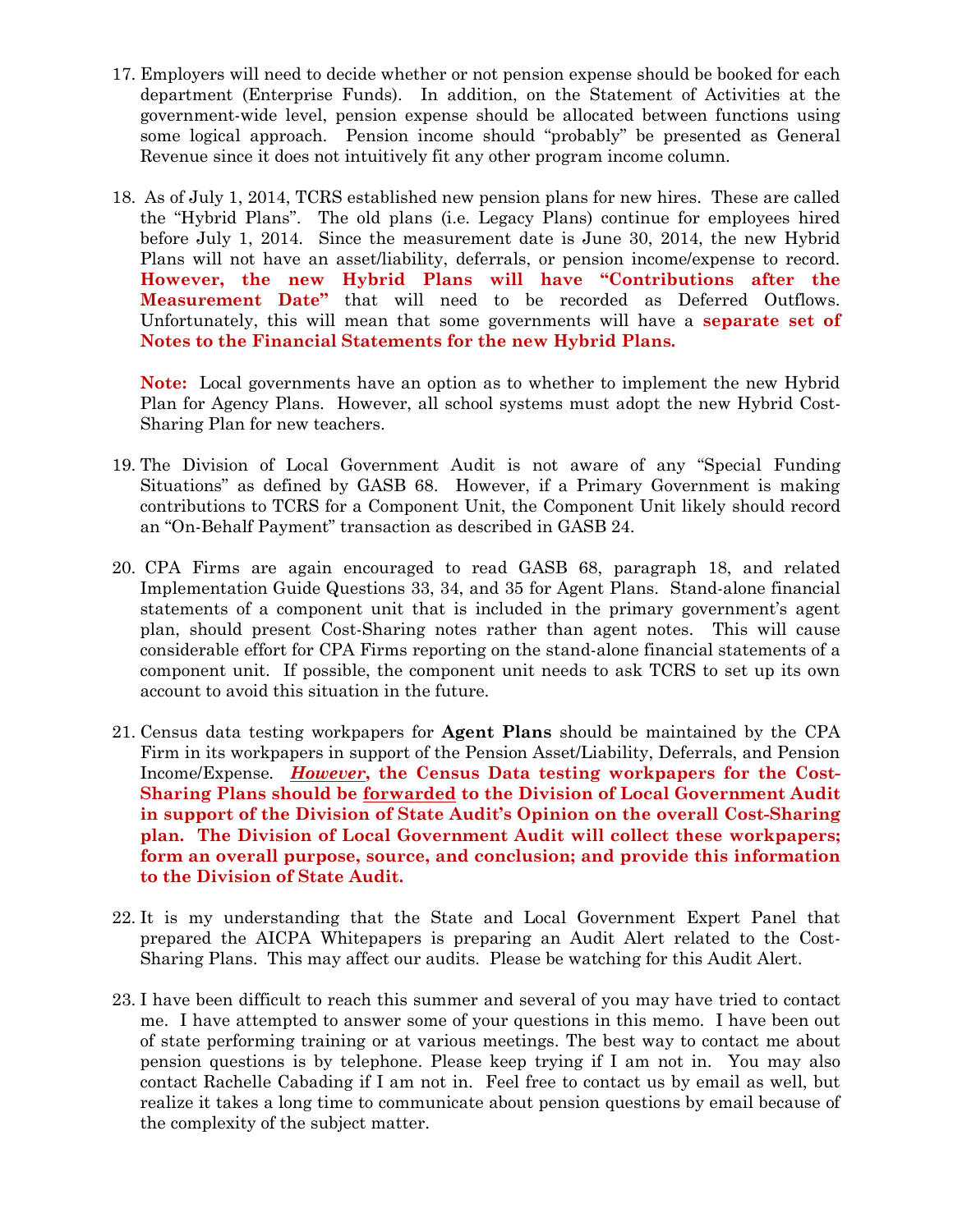17. Employers will need to decide whether or not pension expense should be booked for each department (Enterprise Funds). In addition, on the Statement of Activities at the government-wide level, pension expense should be allocated between functions using some logical approach. Pension income should "probably" be presented as General Revenue since it does not intuitively fit any other program income column.

18. As of July 1, 2014, TCRS established new pension plans for new hires. These are called the "Hybrid Plans". The old plans (i.e. Legacy Plans) continue for employees hired before July 1, 2014. Since the measurement date is June 30, 2014, the new Hybrid Plans will not have an asset/liability, deferrals, or pension income/expense to record. **However, the new Hybrid Plans will have "Contributions after the Measurement Date"** that will need to be recorded as Deferred Outflows. Unfortunately, this will mean that some governments will have a **separate set of Notes to the Financial Statements for the new Hybrid Plans.**

    **Note:** Local governments have an option as to whether to implement the new Hybrid Plan for Agency Plans. However, all school systems must adopt the new Hybrid Cost-Sharing Plan for new teachers.

19. The Division of Local Government Audit is not aware of any "Special Funding Situations" as defined by GASB 68. However, if a Primary Government is making contributions to TCRS for a Component Unit, the Component Unit likely should record an "On-Behalf Payment" transaction as described in GASB 24.

20. CPA Firms are again encouraged to read GASB 68, paragraph 18, and related Implementation Guide Questions 33, 34, and 35 for Agent Plans. Stand-alone financial statements of a component unit that is included in the primary government's agent plan, should present Cost-Sharing notes rather than agent notes. This will cause considerable effort for CPA Firms reporting on the stand-alone financial statements of a component unit. If possible, the component unit needs to ask TCRS to set up its own account to avoid this situation in the future.

21. Census data testing workpapers for **Agent Plans** should be maintained by the CPA Firm in its workpapers in support of the Pension Asset/Liability, Deferrals, and Pension Income/Expense. ***However*, the Census Data testing workpapers for the Cost-Sharing Plans should be forwarded to the Division of Local Government Audit in support of the Division of State Audit's Opinion on the overall Cost-Sharing plan. The Division of Local Government Audit will collect these workpapers; form an overall purpose, source, and conclusion; and provide this information to the Division of State Audit.**

22. It is my understanding that the State and Local Government Expert Panel that prepared the AICPA Whitepapers is preparing an Audit Alert related to the Cost-Sharing Plans. This may affect our audits. Please be watching for this Audit Alert.

23. I have been difficult to reach this summer and several of you may have tried to contact me. I have attempted to answer some of your questions in this memo. I have been out of state performing training or at various meetings. The best way to contact me about pension questions is by telephone. Please keep trying if I am not in. You may also contact Rachelle Cabading if I am not in. Feel free to contact us by email as well, but realize it takes a long time to communicate about pension questions by email because of the complexity of the subject matter.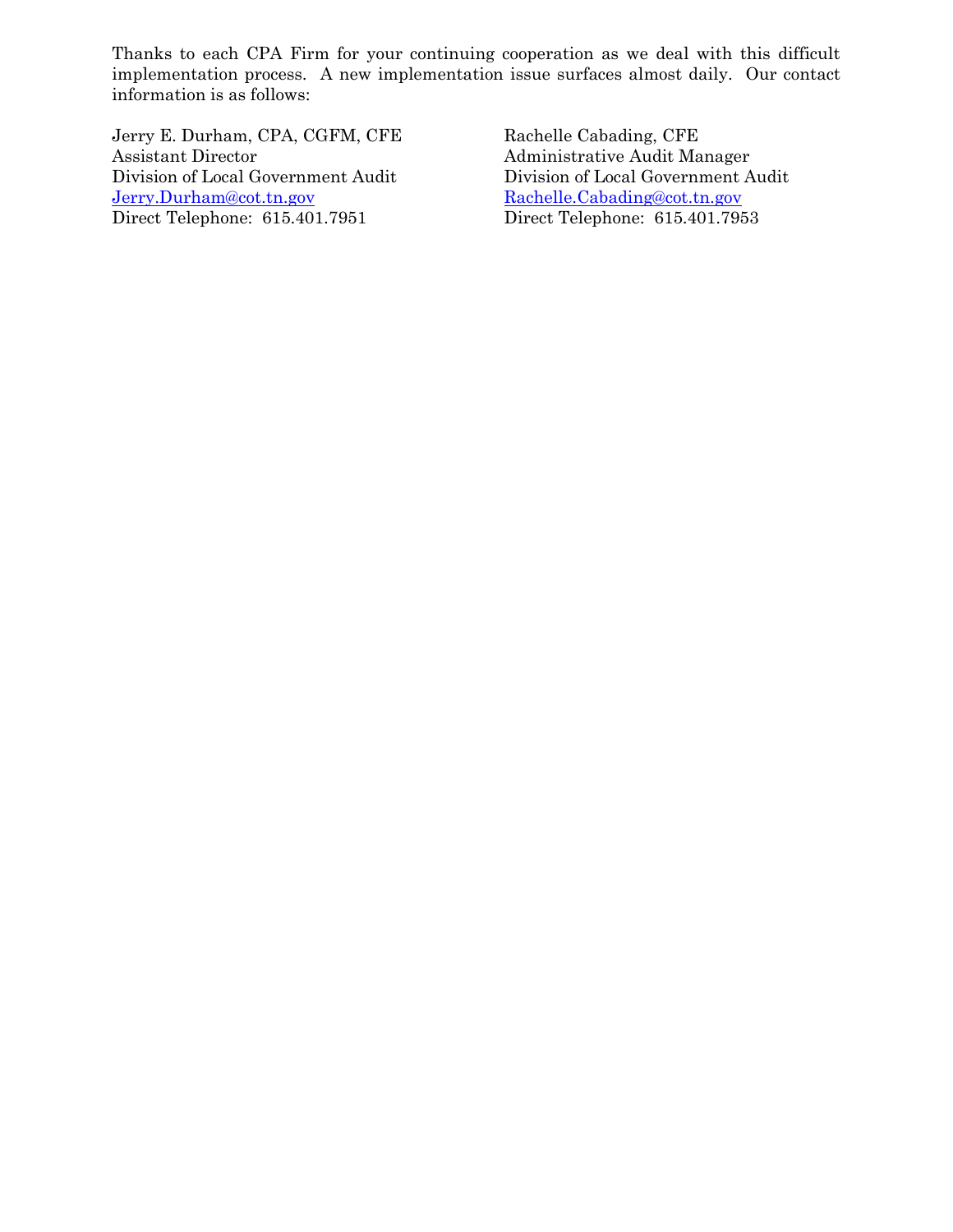Thanks to each CPA Firm for your continuing cooperation as we deal with this difficult implementation process. A new implementation issue surfaces almost daily. Our contact information is as follows:

Jerry E. Durham, CPA, CGFM, CFE
Assistant Director
Division of Local Government Audit
Jerry.Durham@cot.tn.gov
Direct Telephone: 615.401.7951

Rachelle Cabading, CFE
Administrative Audit Manager
Division of Local Government Audit
Rachelle.Cabading@cot.tn.gov
Direct Telephone: 615.401.7953